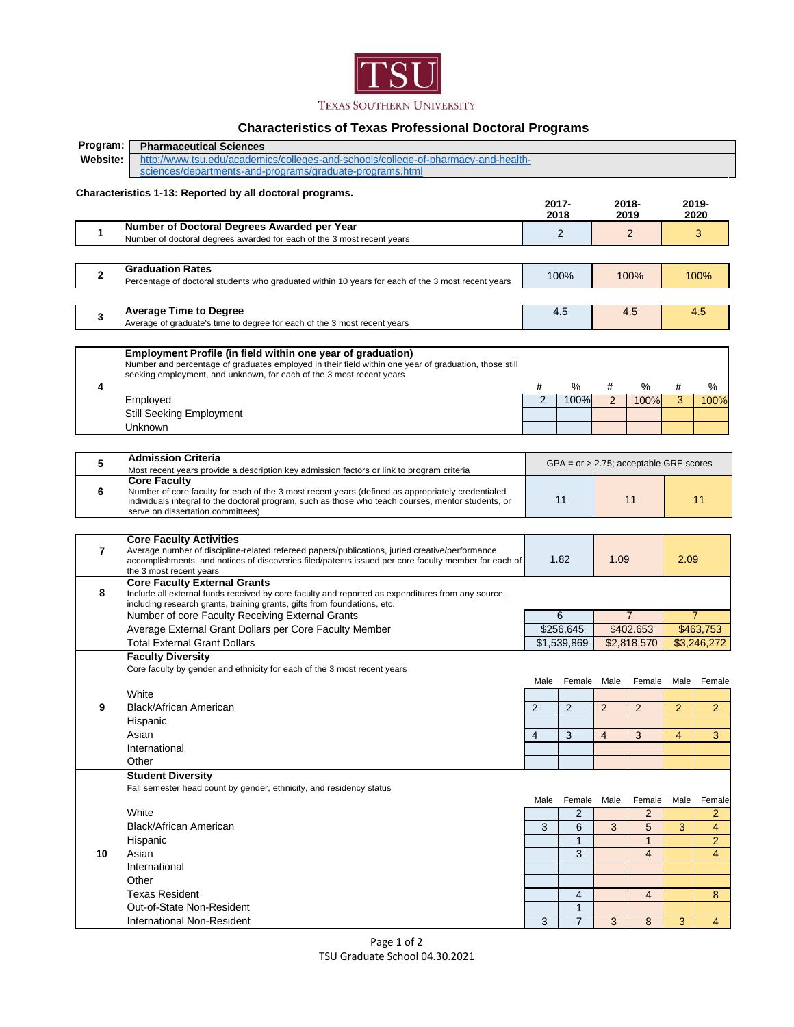TSU

TEXAS SOUTHERN UNIVERSITY

# Characteristics of Texas Professional Doctoral Programs

**Program:** **Pharmaceutical Sciences**

**Website:** http://www.tsu.edu/academics/colleges-and-schools/college-of-pharmacy-and-health-sciences/departments-and-programs/graduate-programs.html

**Characteristics 1-13: Reported by all doctoral programs.**

| | | 2017-2018 | 2018-2019 | 2019-2020 |
|---|---|---|---|---|
| 1 | **Number of Doctoral Degrees Awarded per Year**<br>Number of doctoral degrees awarded for each of the 3 most recent years | 2 | 2 | 3 |
| 2 | **Graduation Rates**<br>Percentage of doctoral students who graduated within 10 years for each of the 3 most recent years | 100% | 100% | 100% |
| 3 | **Average Time to Degree**<br>Average of graduate's time to degree for each of the 3 most recent years | 4.5 | 4.5 | 4.5 |

| 4 | **Employment Profile (in field within one year of graduation)**<br>Number and percentage of graduates employed in their field within one year of graduation, those still seeking employment, and unknown, for each of the 3 most recent years | # | % | # | % | # | % |
|---|---|---|---|---|---|---|---|
| | Employed | 2 | 100% | 2 | 100% | 3 | 100% |
| | Still Seeking Employment | | | | | | |
| | Unknown | | | | | | |

| | | 2017-2018 | 2018-2019 | 2019-2020 |
|---|---|---|---|---|
| 5 | **Admission Criteria**<br>Most recent years provide a description key admission factors or link to program criteria | GPA = or > 2.75; acceptable GRE scores | | |
| 6 | **Core Faculty**<br>Number of core faculty for each of the 3 most recent years (defined as appropriately credentialed individuals integral to the doctoral program, such as those who teach courses, mentor students, or serve on dissertation committees) | 11 | 11 | 11 |
| 7 | **Core Faculty Activities**<br>Average number of discipline-related refereed papers/publications, juried creative/performance accomplishments, and notices of discoveries filed/patents issued per core faculty member for each of the 3 most recent years | 1.82 | 1.09 | 2.09 |
| 8 | **Core Faculty External Grants**<br>Include all external funds received by core faculty and reported as expenditures from any source, including research grants, training grants, gifts from foundations, etc. | | | |
| | Number of core Faculty Receiving External Grants | 6 | 7 | 7 |
| | Average External Grant Dollars per Core Faculty Member | $256,645 | $402.653 | $463,753 |
| | Total External Grant Dollars | $1,539,869 | $2,818,570 | $3,246,272 |

| 9 | **Faculty Diversity**<br>Core faculty by gender and ethnicity for each of the 3 most recent years | Male | Female | Male | Female | Male | Female |
|---|---|---|---|---|---|---|---|
| | White | | | | | | |
| | Black/African American | 2 | 2 | 2 | 2 | 2 | 2 |
| | Hispanic | | | | | | |
| | Asian | 4 | 3 | 4 | 3 | 4 | 3 |
| | International | | | | | | |
| | Other | | | | | | |

| 10 | **Student Diversity**<br>Fall semester head count by gender, ethnicity, and residency status | Male | Female | Male | Female | Male | Female |
|---|---|---|---|---|---|---|---|
| | White | | 2 | | 2 | | 2 |
| | Black/African American | 3 | 6 | 3 | 5 | 3 | 4 |
| | Hispanic | | 1 | | 1 | | 2 |
| | Asian | | 3 | | 4 | | 4 |
| | International | | | | | | |
| | Other | | | | | | |
| | Texas Resident | | 4 | | 4 | | 8 |
| | Out-of-State Non-Resident | | 1 | | | | |
| | International Non-Resident | 3 | 7 | 3 | 8 | 3 | 4 |

TSU Graduate School 04.30.2021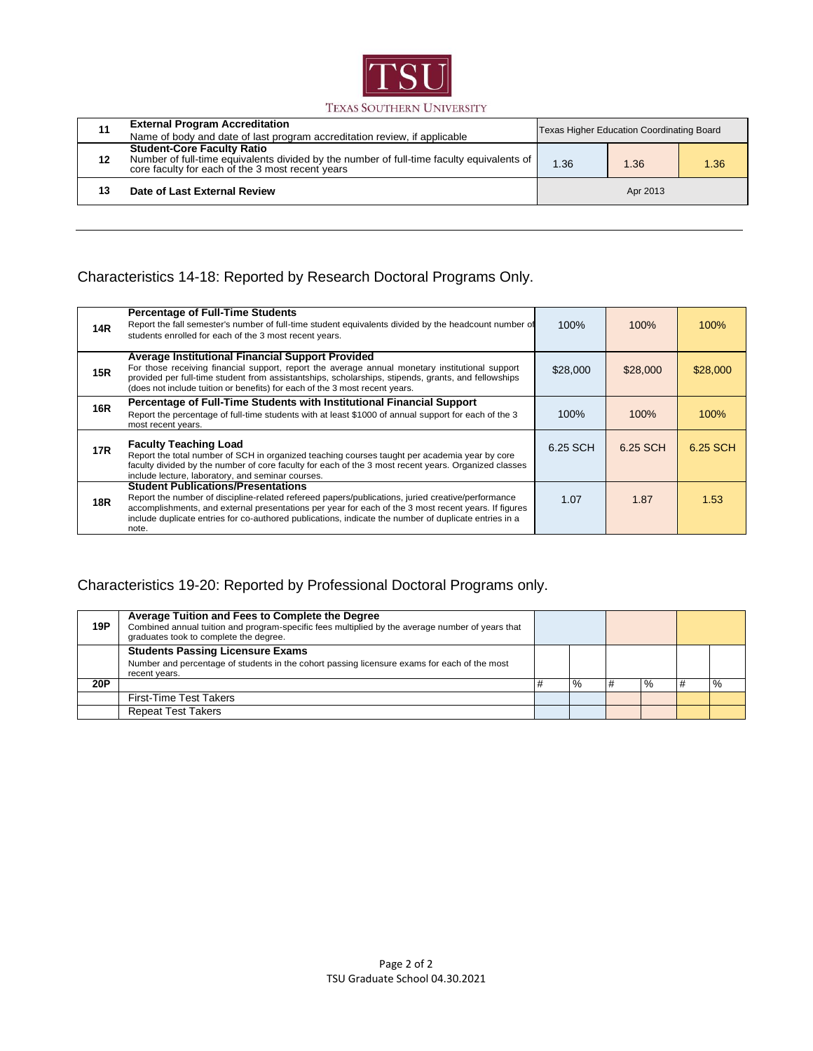TEXAS SOUTHERN UNIVERSITY

| | | | | |
|---|---|---|---|---|
| 11 | **External Program Accreditation**<br>Name of body and date of last program accreditation review, if applicable | Texas Higher Education Coordinating Board | | |
| 12 | **Student-Core Faculty Ratio**<br>Number of full-time equivalents divided by the number of full-time faculty equivalents of core faculty for each of the 3 most recent years | 1.36 | 1.36 | 1.36 |
| 13 | **Date of Last External Review** | Apr 2013 | | |

## Characteristics 14-18: Reported by Research Doctoral Programs Only.

| | | | | |
|---|---|---|---|---|
| 14R | **Percentage of Full-Time Students**<br>Report the fall semester's number of full-time student equivalents divided by the headcount number of students enrolled for each of the 3 most recent years. | 100% | 100% | 100% |
| 15R | **Average Institutional Financial Support Provided**<br>For those receiving financial support, report the average annual monetary institutional support provided per full-time student from assistantships, scholarships, stipends, grants, and fellowships (does not include tuition or benefits) for each of the 3 most recent years. | $28,000 | $28,000 | $28,000 |
| 16R | **Percentage of Full-Time Students with Institutional Financial Support**<br>Report the percentage of full-time students with at least $1000 of annual support for each of the 3 most recent years. | 100% | 100% | 100% |
| 17R | **Faculty Teaching Load**<br>Report the total number of SCH in organized teaching courses taught per academia year by core faculty divided by the number of core faculty for each of the 3 most recent years. Organized classes include lecture, laboratory, and seminar courses. | 6.25 SCH | 6.25 SCH | 6.25 SCH |
| 18R | **Student Publications/Presentations**<br>Report the number of discipline-related refereed papers/publications, juried creative/performance accomplishments, and external presentations per year for each of the 3 most recent years. If figures include duplicate entries for co-authored publications, indicate the number of duplicate entries in a note. | 1.07 | 1.87 | 1.53 |

## Characteristics 19-20: Reported by Professional Doctoral Programs only.

| | | | | | | | |
|---|---|---|---|---|---|---|---|
| 19P | **Average Tuition and Fees to Complete the Degree**<br>Combined annual tuition and program-specific fees multiplied by the average number of years that graduates took to complete the degree. | | | | | | |
| | **Students Passing Licensure Exams**<br>Number and percentage of students in the cohort passing licensure exams for each of the most recent years. | | | | | | |
| 20P | | # | % | # | % | # | % |
| | First-Time Test Takers | | | | | | |
| | Repeat Test Takers | | | | | | |

TSU Graduate School 04.30.2021